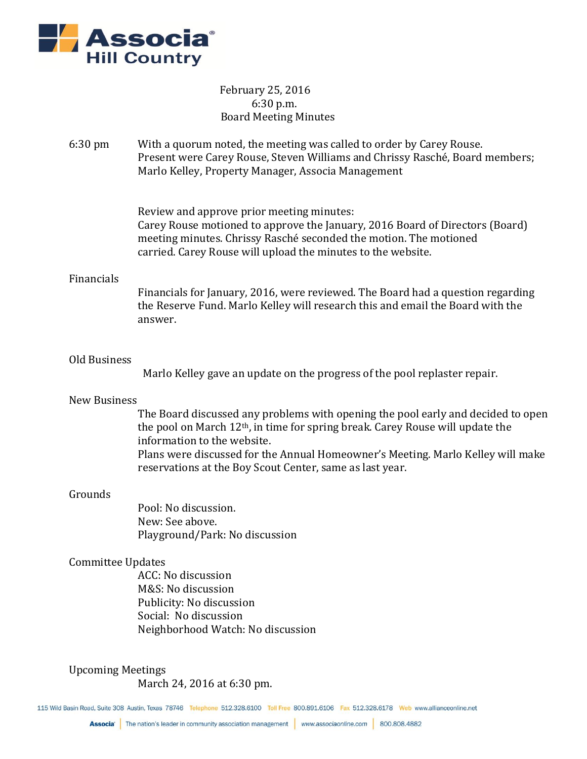Associa
Hill Country

February 25, 2016
6:30 p.m.
Board Meeting Minutes

6:30 pm

With a quorum noted, the meeting was called to order by Carey Rouse. Present were Carey Rouse, Steven Williams and Chrissy Rasché, Board members; Marlo Kelley, Property Manager, Associa Management

Review and approve prior meeting minutes:
Carey Rouse motioned to approve the January, 2016 Board of Directors (Board) meeting minutes. Chrissy Rasché seconded the motion. The motioned carried. Carey Rouse will upload the minutes to the website.

## Financials

Financials for January, 2016, were reviewed. The Board had a question regarding the Reserve Fund. Marlo Kelley will research this and email the Board with the answer.

## Old Business

Marlo Kelley gave an update on the progress of the pool replaster repair.

## New Business

The Board discussed any problems with opening the pool early and decided to open the pool on March 12th, in time for spring break. Carey Rouse will update the information to the website.
Plans were discussed for the Annual Homeowner's Meeting. Marlo Kelley will make reservations at the Boy Scout Center, same as last year.

## Grounds

Pool: No discussion.
New: See above.
Playground/Park: No discussion

## Committee Updates

ACC: No discussion
M&S: No discussion
Publicity: No discussion
Social: No discussion
Neighborhood Watch: No discussion

## Upcoming Meetings

March 24, 2016 at 6:30 pm.

115 Wild Basin Road, Suite 308 Austin, Texas 78746 Telephone 512.328.6100 Toll Free 800.891.6106 Fax 512.328.6178 Web www.allianceonline.net

Associa | The nation's leader in community association management | www.associaonline.com | 800.808.4882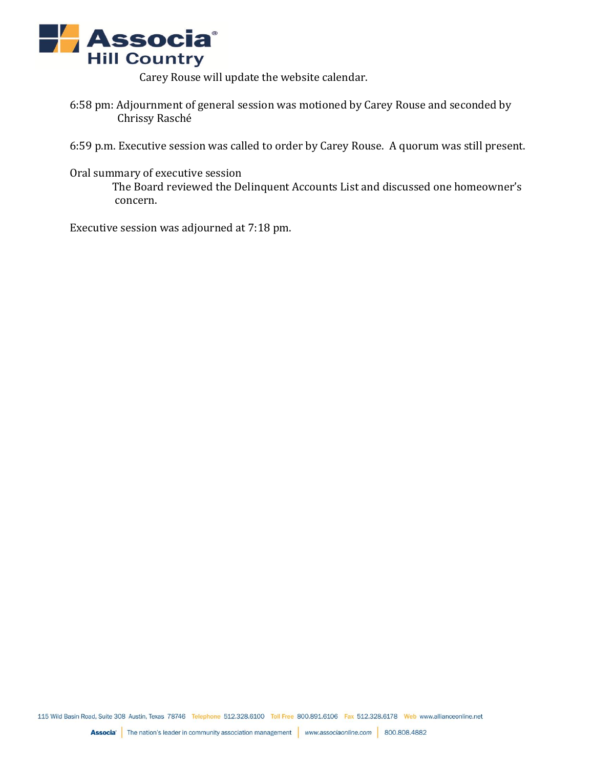Carey Rouse will update the website calendar.

6:58 pm: Adjournment of general session was motioned by Carey Rouse and seconded by Chrissy Rasché

6:59 p.m. Executive session was called to order by Carey Rouse. A quorum was still present.

Oral summary of executive session

The Board reviewed the Delinquent Accounts List and discussed one homeowner's concern.

Executive session was adjourned at 7:18 pm.